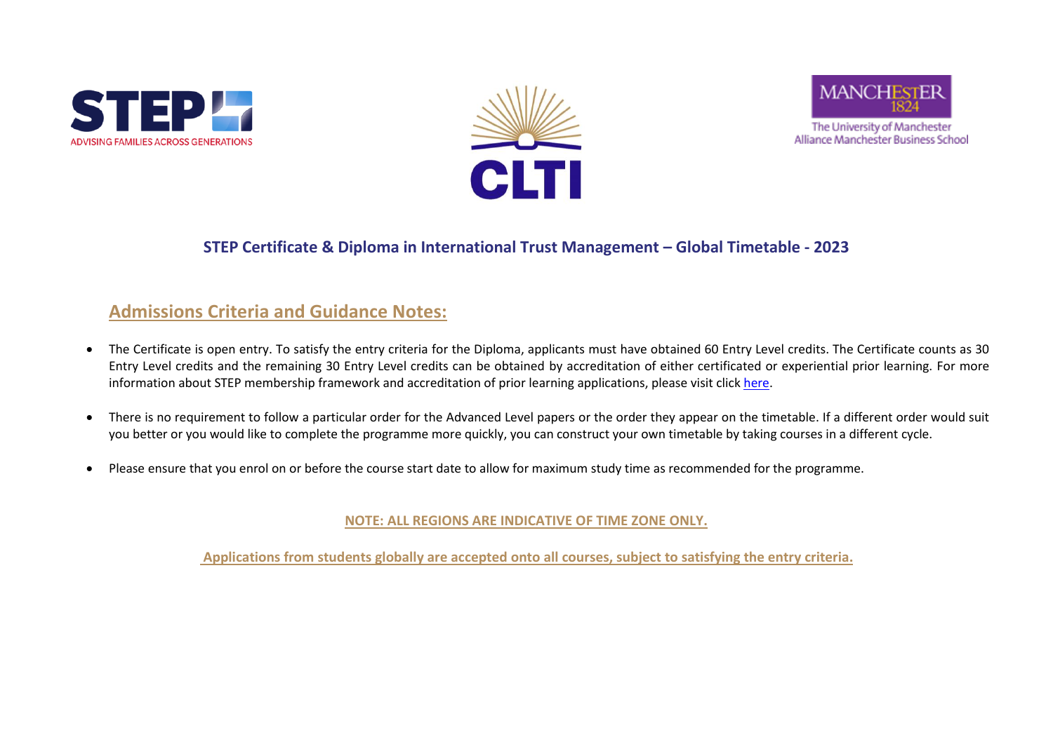# STEP Certificate & Diploma in International Trust Management – Global Timetable - 2023

## Admissions Criteria and Guidance Notes:

- The Certificate is open entry. To satisfy the entry criteria for the Diploma, applicants must have obtained 60 Entry Level credits. The Certificate counts as 30 Entry Level credits and the remaining 30 Entry Level credits can be obtained by accreditation of either certificated or experiential prior learning. For more information about STEP membership framework and accreditation of prior learning applications, please visit click here.

- There is no requirement to follow a particular order for the Advanced Level papers or the order they appear on the timetable. If a different order would suit you better or you would like to complete the programme more quickly, you can construct your own timetable by taking courses in a different cycle.

- Please ensure that you enrol on or before the course start date to allow for maximum study time as recommended for the programme.

**NOTE: ALL REGIONS ARE INDICATIVE OF TIME ZONE ONLY.**

**Applications from students globally are accepted onto all courses, subject to satisfying the entry criteria.**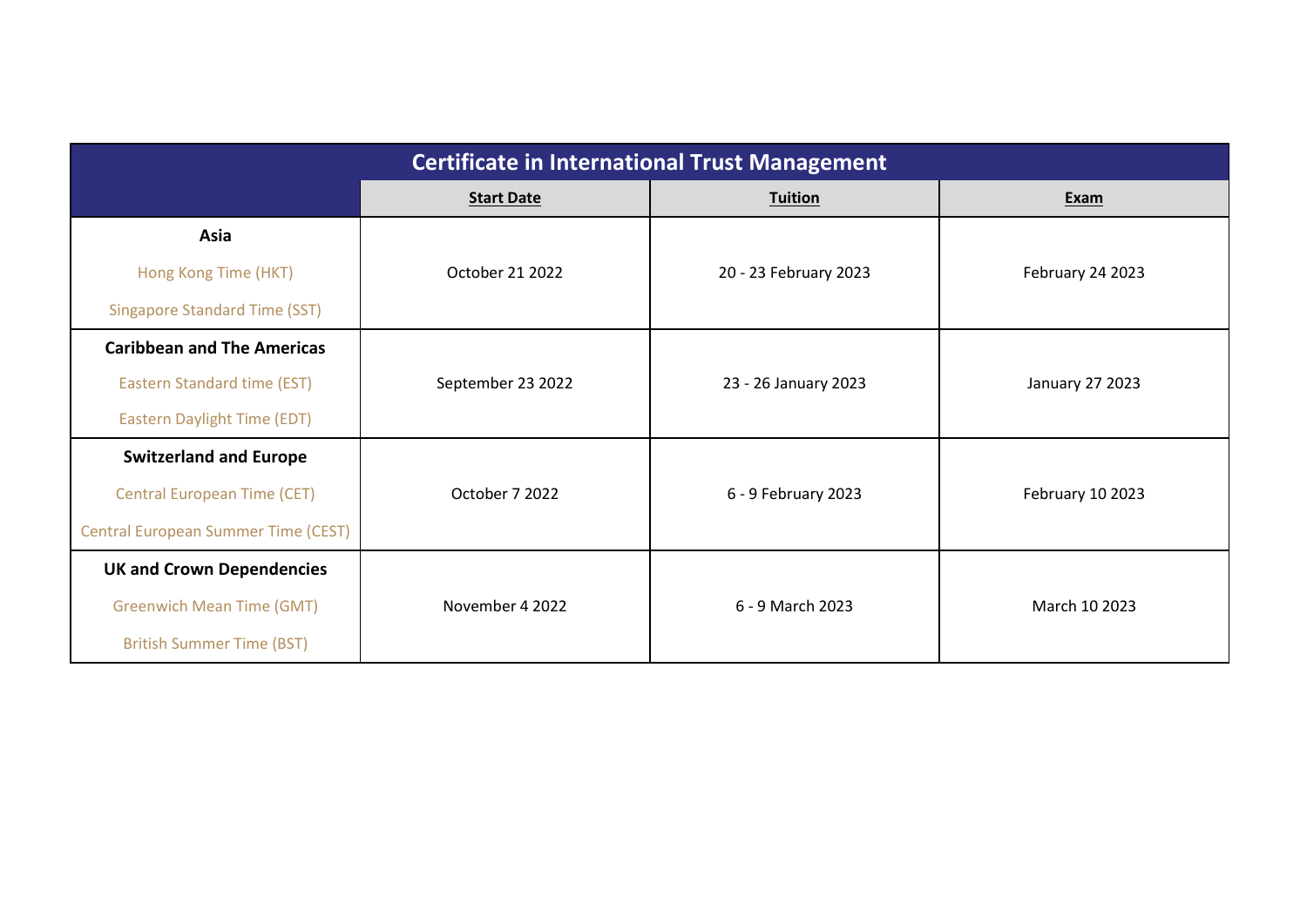| Certificate in International Trust Management | | | |
|---|---|---|---|
| | **Start Date** | **Tuition** | **Exam** |
| **Asia**<br>Hong Kong Time (HKT)<br>Singapore Standard Time (SST) | October 21 2022 | 20 - 23 February 2023 | February 24 2023 |
| **Caribbean and The Americas**<br>Eastern Standard time (EST)<br>Eastern Daylight Time (EDT) | September 23 2022 | 23 - 26 January 2023 | January 27 2023 |
| **Switzerland and Europe**<br>Central European Time (CET)<br>Central European Summer Time (CEST) | October 7 2022 | 6 - 9 February 2023 | February 10 2023 |
| **UK and Crown Dependencies**<br>Greenwich Mean Time (GMT)<br>British Summer Time (BST) | November 4 2022 | 6 - 9 March 2023 | March 10 2023 |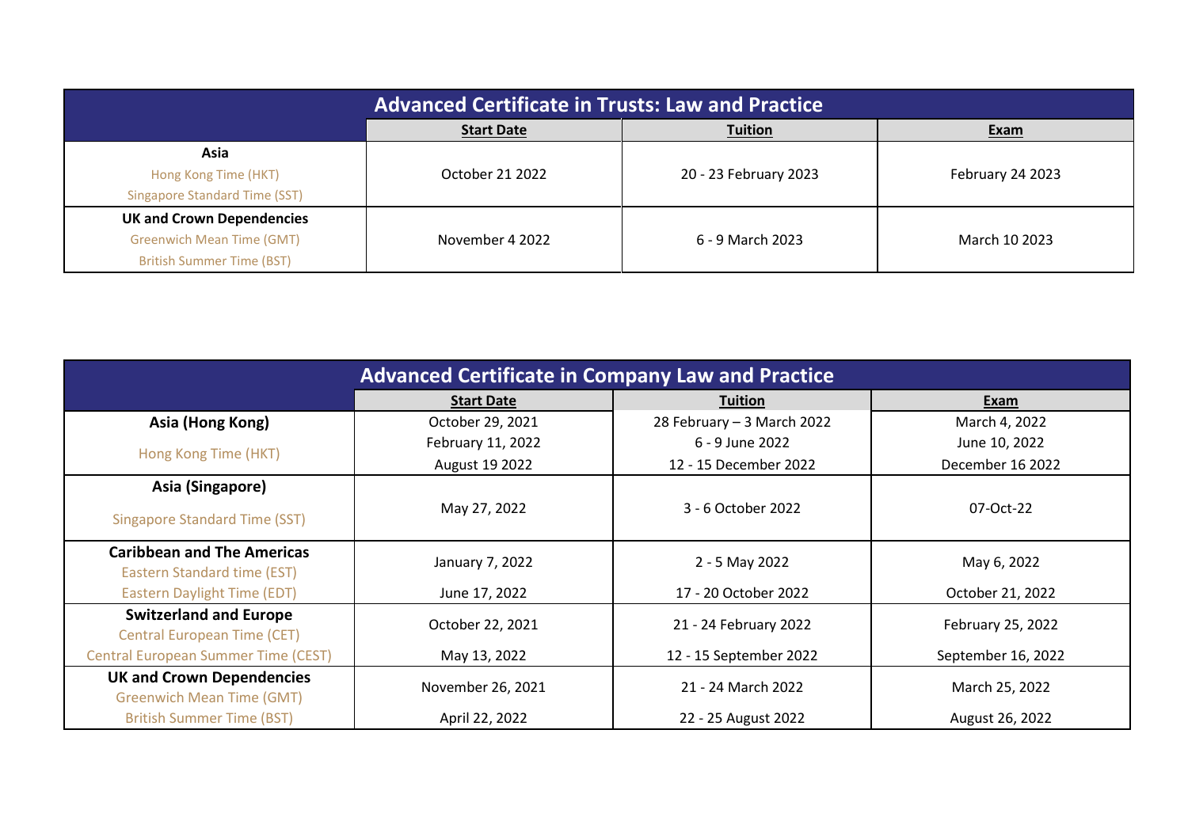## Advanced Certificate in Trusts: Law and Practice

| | Start Date | Tuition | Exam |
|---|---|---|---|
| **Asia**<br>Hong Kong Time (HKT)<br>Singapore Standard Time (SST) | October 21 2022 | 20 - 23 February 2023 | February 24 2023 |
| **UK and Crown Dependencies**<br>Greenwich Mean Time (GMT)<br>British Summer Time (BST) | November 4 2022 | 6 - 9 March 2023 | March 10 2023 |

## Advanced Certificate in Company Law and Practice

| | Start Date | Tuition | Exam |
|---|---|---|---|
| **Asia (Hong Kong)**<br>Hong Kong Time (HKT) | October 29, 2021<br>February 11, 2022<br>August 19 2022 | 28 February – 3 March 2022<br>6 - 9 June 2022<br>12 - 15 December 2022 | March 4, 2022<br>June 10, 2022<br>December 16 2022 |
| **Asia (Singapore)**<br>Singapore Standard Time (SST) | May 27, 2022 | 3 - 6 October 2022 | 07-Oct-22 |
| **Caribbean and The Americas**<br>Eastern Standard time (EST)<br>Eastern Daylight Time (EDT) | January 7, 2022<br>June 17, 2022 | 2 - 5 May 2022<br>17 - 20 October 2022 | May 6, 2022<br>October 21, 2022 |
| **Switzerland and Europe**<br>Central European Time (CET)<br>Central European Summer Time (CEST) | October 22, 2021<br>May 13, 2022 | 21 - 24 February 2022<br>12 - 15 September 2022 | February 25, 2022<br>September 16, 2022 |
| **UK and Crown Dependencies**<br>Greenwich Mean Time (GMT)<br>British Summer Time (BST) | November 26, 2021<br>April 22, 2022 | 21 - 24 March 2022<br>22 - 25 August 2022 | March 25, 2022<br>August 26, 2022 |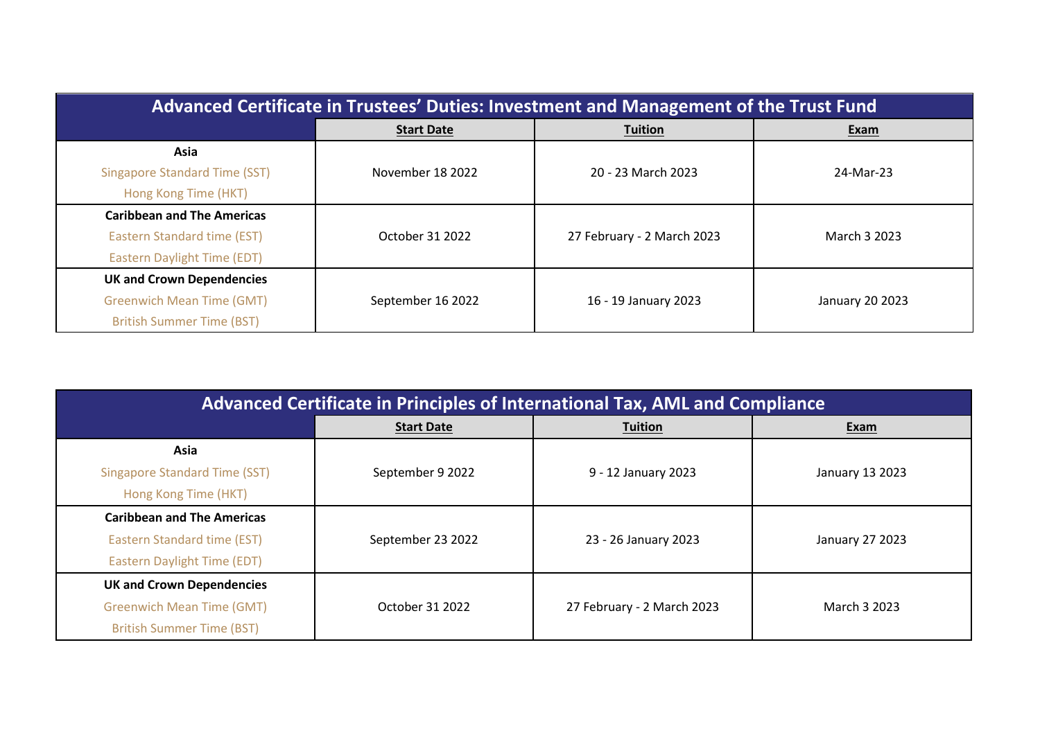| Advanced Certificate in Trustees' Duties: Investment and Management of the Trust Fund | | | |
|---|---|---|---|
| | **Start Date** | **Tuition** | **Exam** |
| **Asia**<br>Singapore Standard Time (SST)<br>Hong Kong Time (HKT) | November 18 2022 | 20 - 23 March 2023 | 24-Mar-23 |
| **Caribbean and The Americas**<br>Eastern Standard time (EST)<br>Eastern Daylight Time (EDT) | October 31 2022 | 27 February - 2 March 2023 | March 3 2023 |
| **UK and Crown Dependencies**<br>Greenwich Mean Time (GMT)<br>British Summer Time (BST) | September 16 2022 | 16 - 19 January 2023 | January 20 2023 |

| Advanced Certificate in Principles of International Tax, AML and Compliance | | | |
|---|---|---|---|
| | **Start Date** | **Tuition** | **Exam** |
| **Asia**<br>Singapore Standard Time (SST)<br>Hong Kong Time (HKT) | September 9 2022 | 9 - 12 January 2023 | January 13 2023 |
| **Caribbean and The Americas**<br>Eastern Standard time (EST)<br>Eastern Daylight Time (EDT) | September 23 2022 | 23 - 26 January 2023 | January 27 2023 |
| **UK and Crown Dependencies**<br>Greenwich Mean Time (GMT)<br>British Summer Time (BST) | October 31 2022 | 27 February - 2 March 2023 | March 3 2023 |